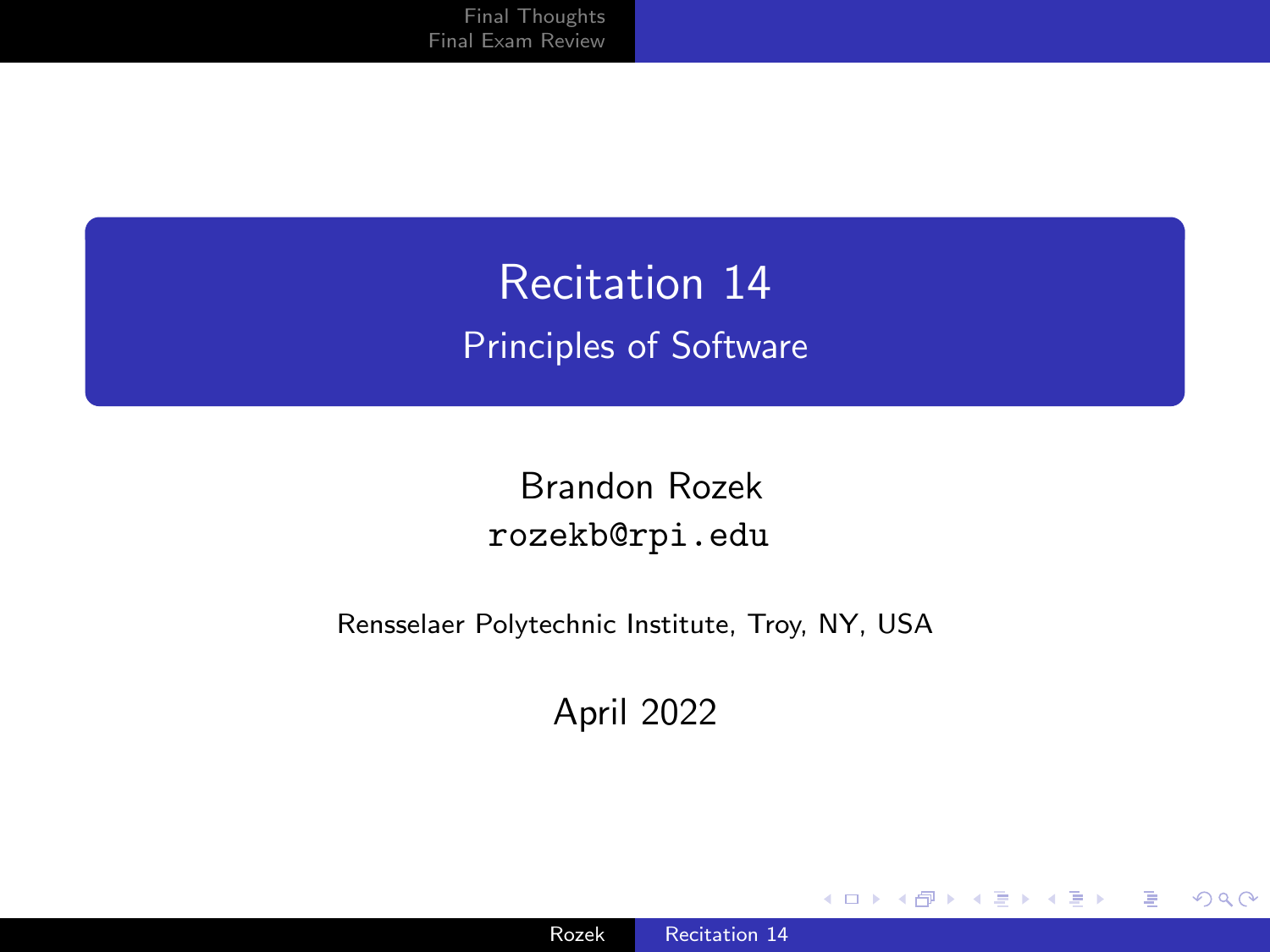# Recitation 14

## Principles of Software

Brandon Rozek
`rozekb@rpi.edu`

Rensselaer Polytechnic Institute, Troy, NY, USA

April 2022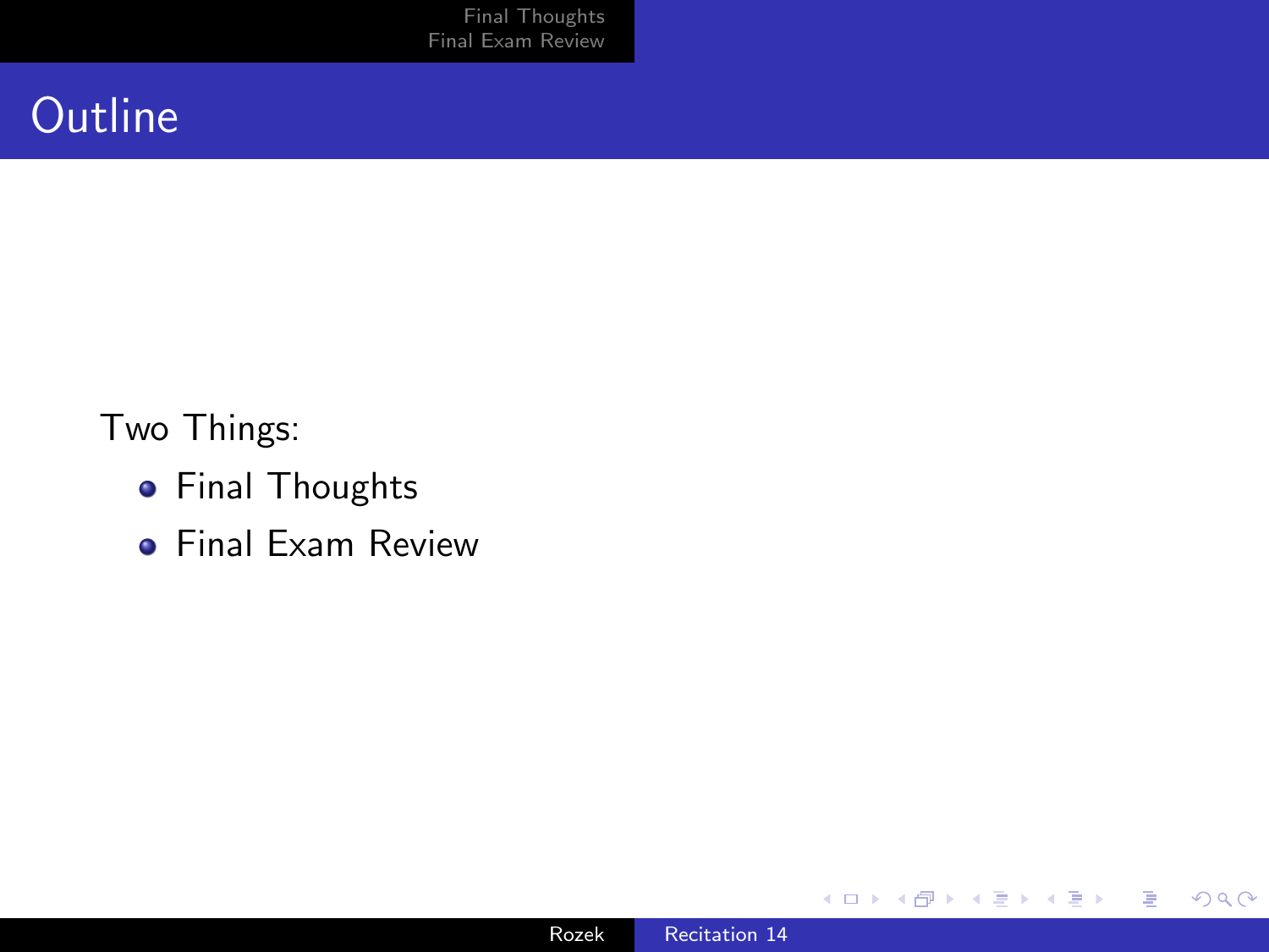# Outline

Two Things:

- Final Thoughts
- Final Exam Review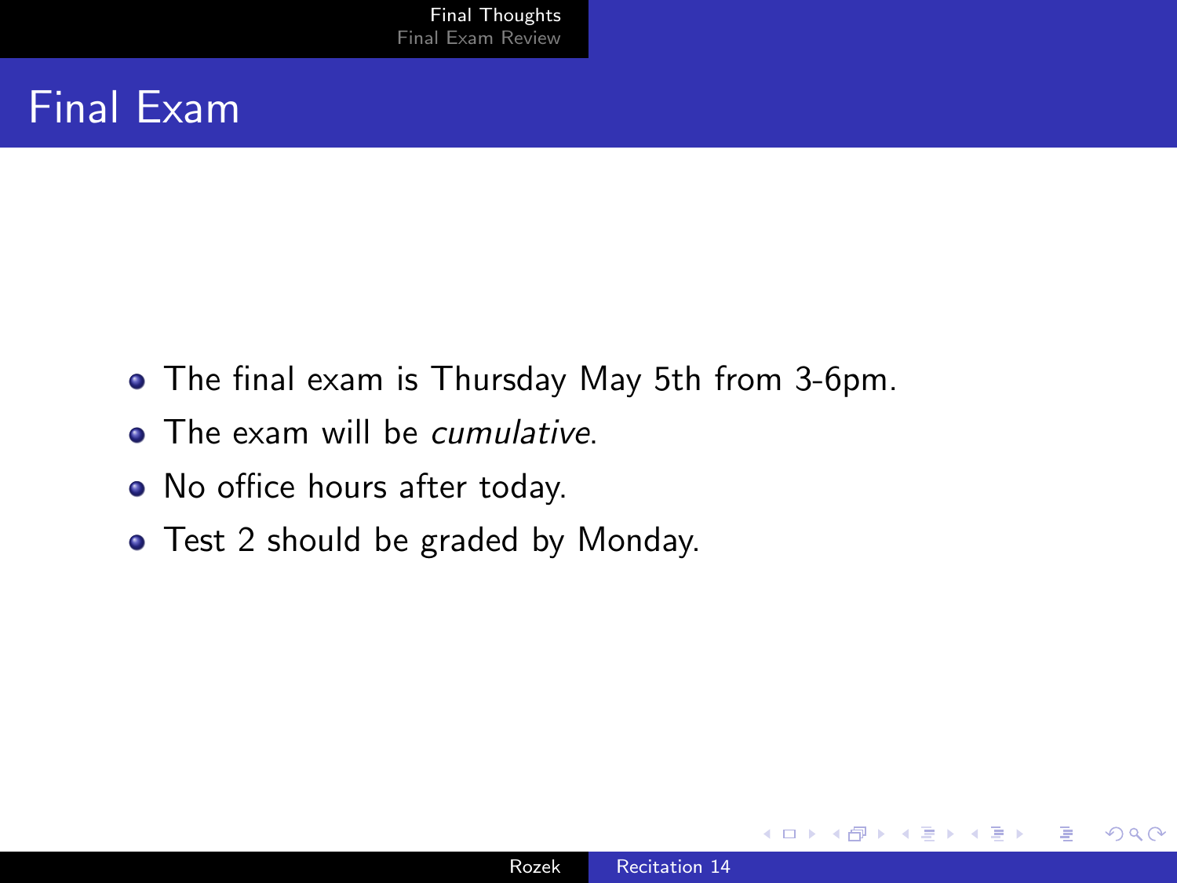# Final Exam

- The final exam is Thursday May 5th from 3-6pm.
- The exam will be *cumulative*.
- No office hours after today.
- Test 2 should be graded by Monday.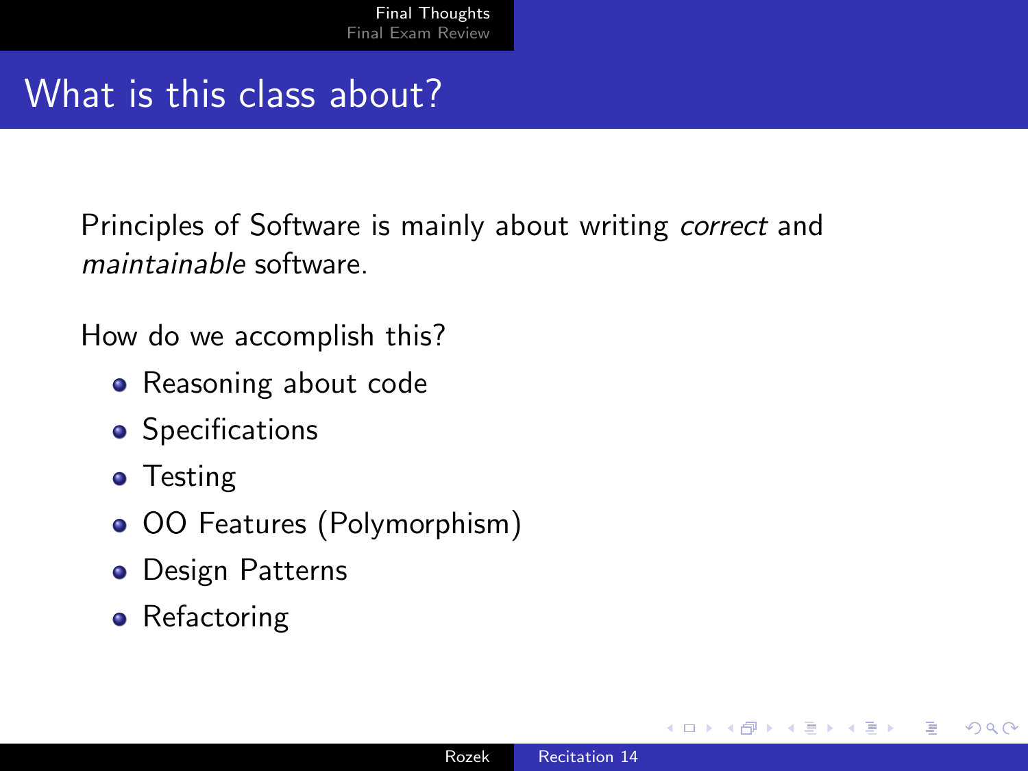# What is this class about?

Principles of Software is mainly about writing *correct* and *maintainable* software.

How do we accomplish this?

- Reasoning about code
- Specifications
- Testing
- OO Features (Polymorphism)
- Design Patterns
- Refactoring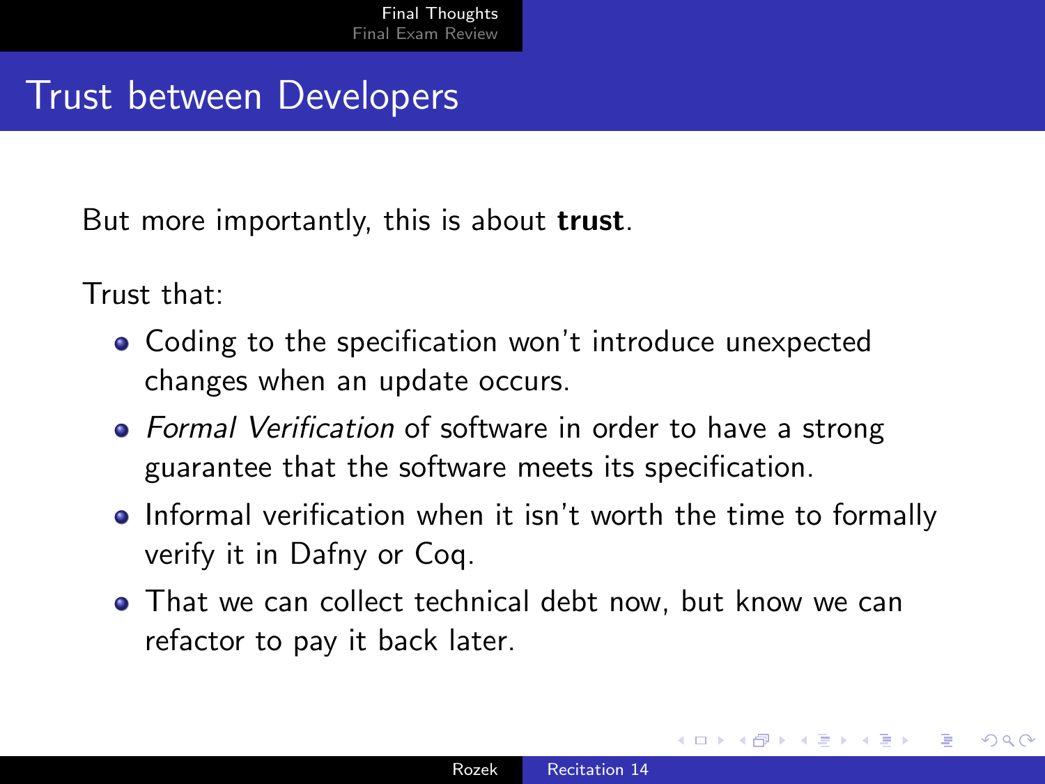## Trust between Developers

But more importantly, this is about **trust**.

Trust that:

- Coding to the specification won't introduce unexpected changes when an update occurs.
- *Formal Verification* of software in order to have a strong guarantee that the software meets its specification.
- Informal verification when it isn't worth the time to formally verify it in Dafny or Coq.
- That we can collect technical debt now, but know we can refactor to pay it back later.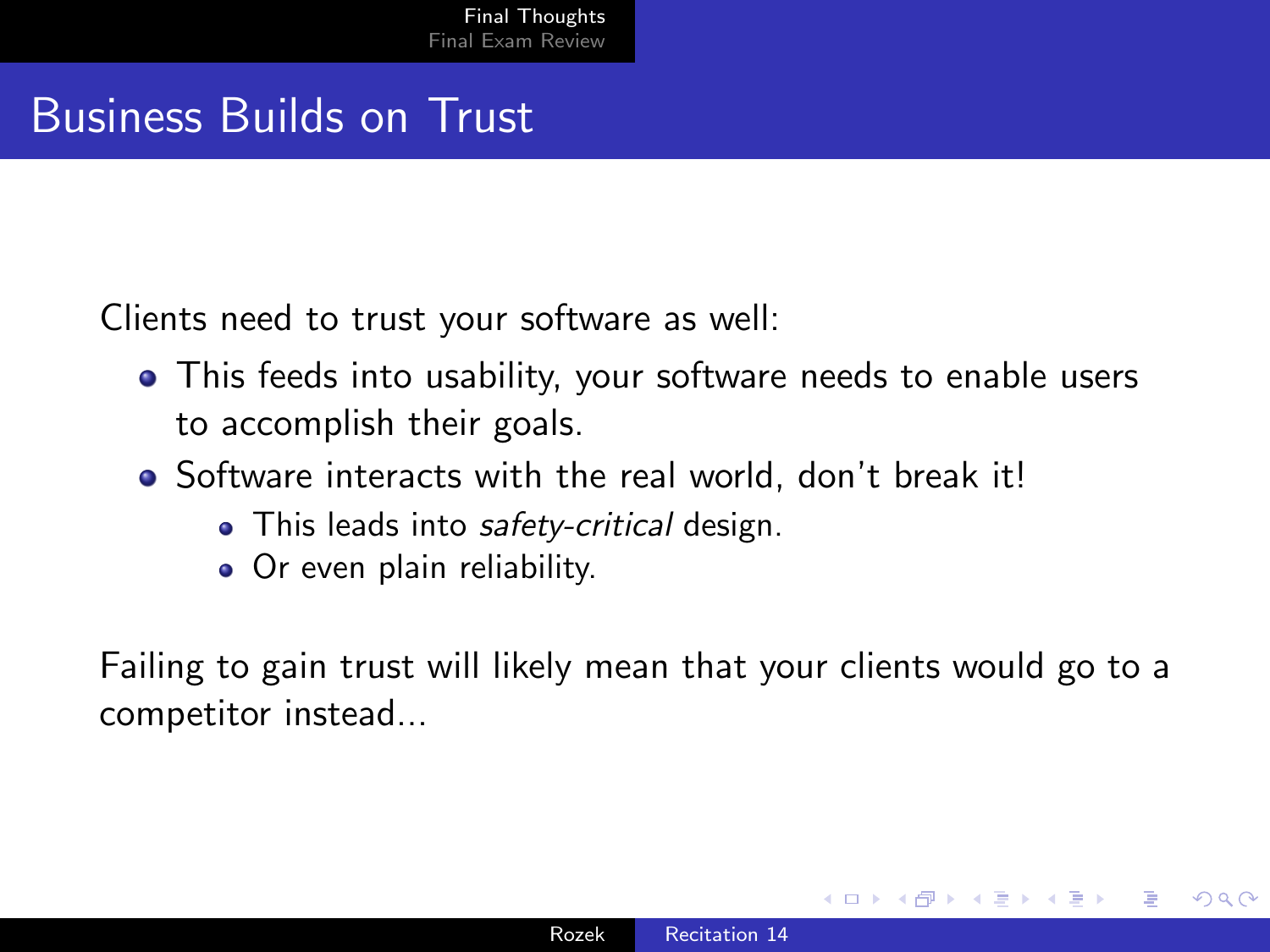# Business Builds on Trust

Clients need to trust your software as well:

- This feeds into usability, your software needs to enable users to accomplish their goals.
- Software interacts with the real world, don't break it!
  - This leads into *safety-critical* design.
  - Or even plain reliability.

Failing to gain trust will likely mean that your clients would go to a competitor instead...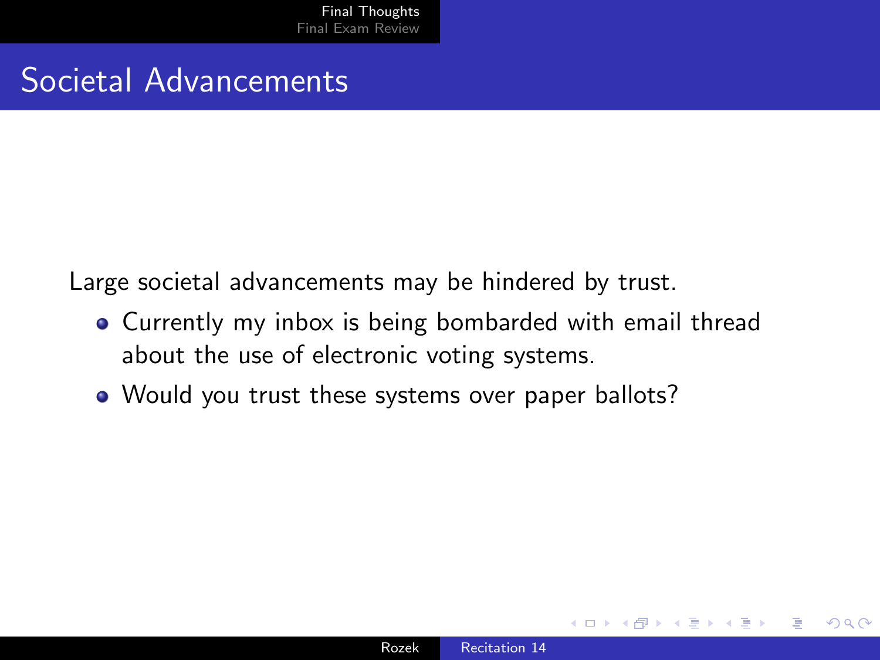# Societal Advancements

Large societal advancements may be hindered by trust.

- Currently my inbox is being bombarded with email thread about the use of electronic voting systems.
- Would you trust these systems over paper ballots?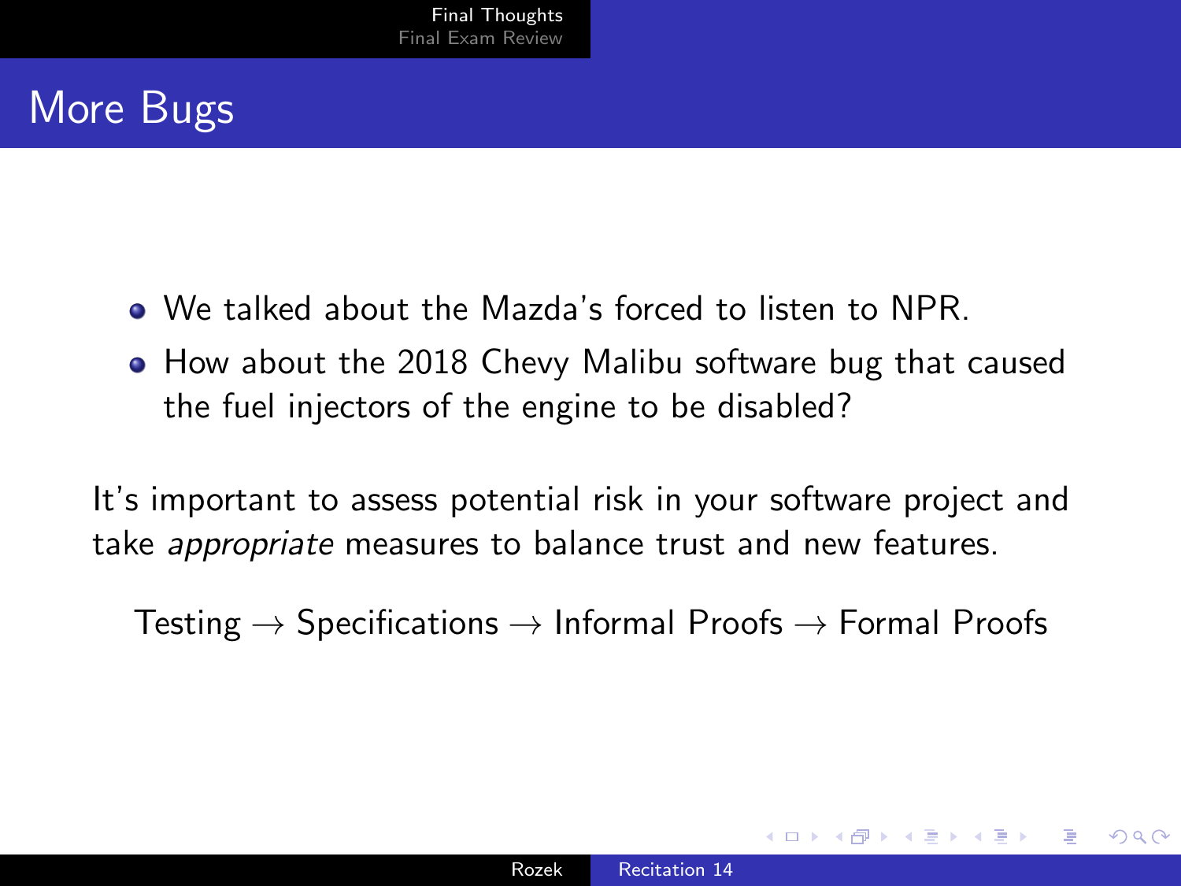## More Bugs

- We talked about the Mazda's forced to listen to NPR.
- How about the 2018 Chevy Malibu software bug that caused the fuel injectors of the engine to be disabled?

It's important to assess potential risk in your software project and take *appropriate* measures to balance trust and new features.

Testing $\rightarrow$ Specifications $\rightarrow$ Informal Proofs $\rightarrow$ Formal Proofs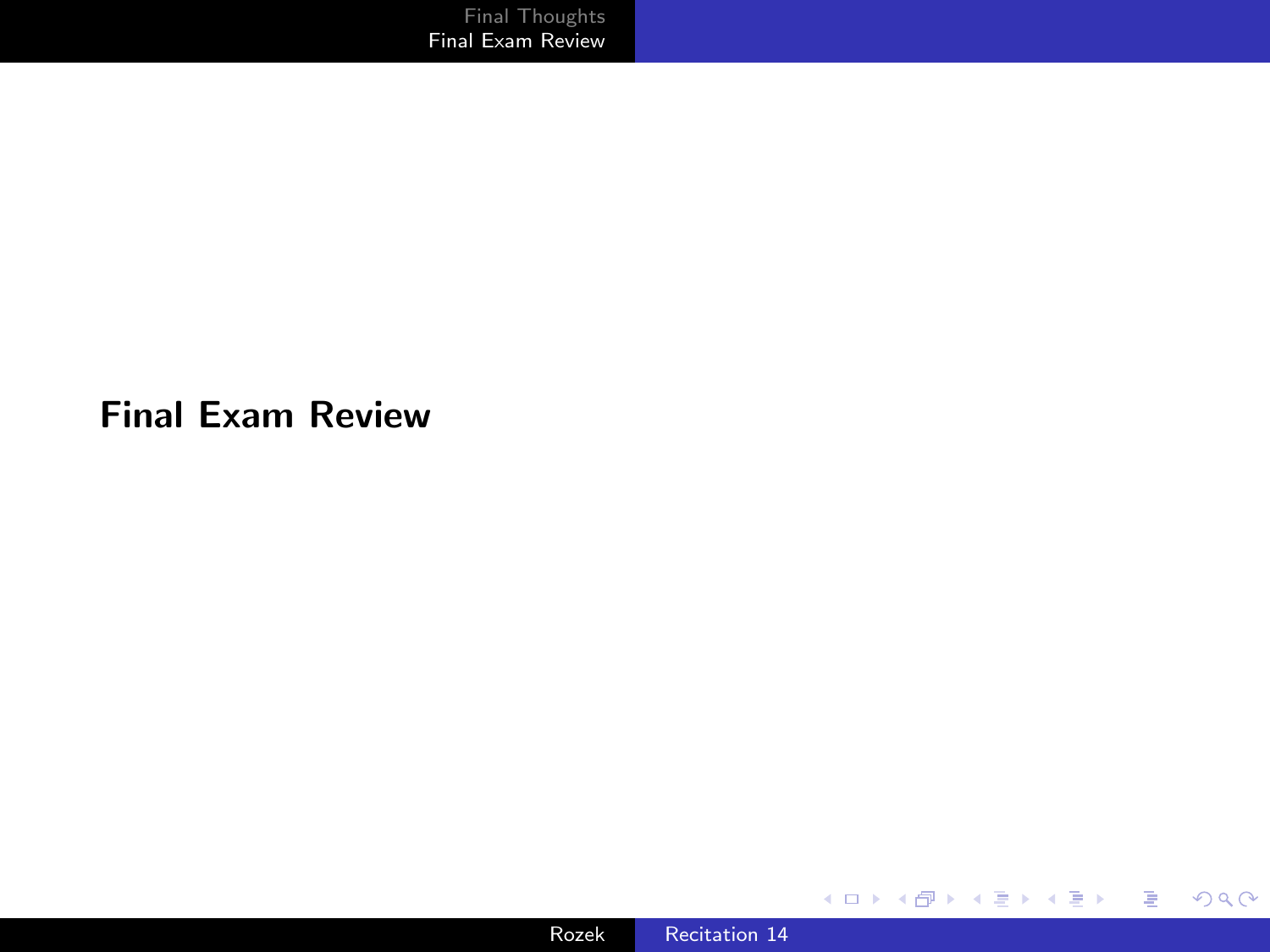# Final Exam Review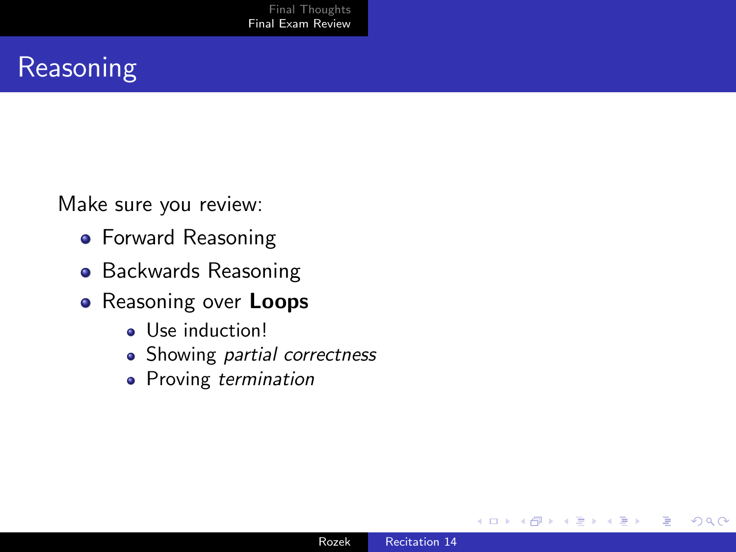# Reasoning

Make sure you review:

- Forward Reasoning
- Backwards Reasoning
- Reasoning over **Loops**
  - Use induction!
  - Showing *partial correctness*
  - Proving *termination*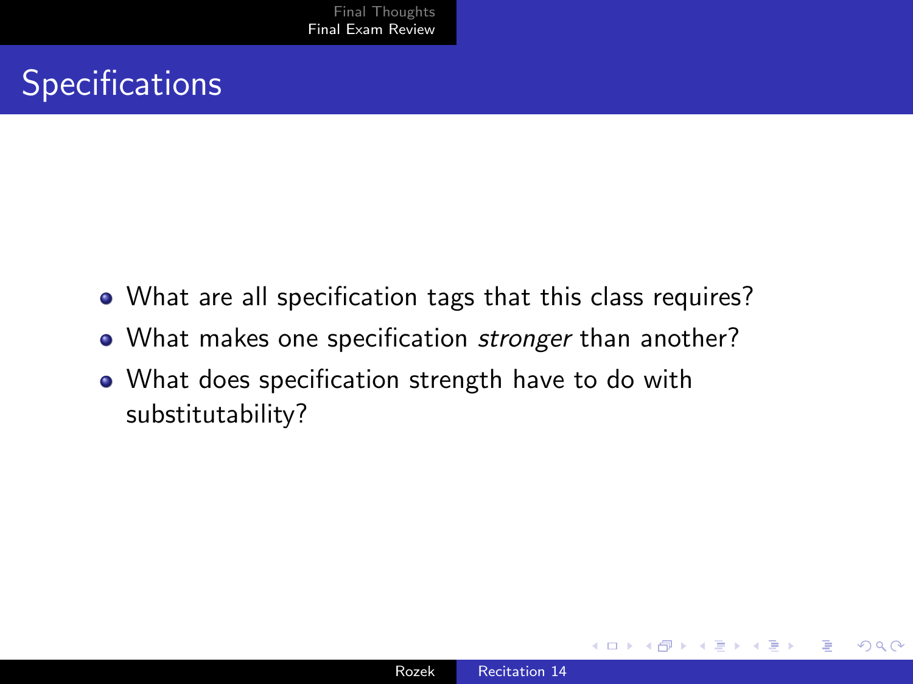# Specifications

- What are all specification tags that this class requires?
- What makes one specification *stronger* than another?
- What does specification strength have to do with substitutability?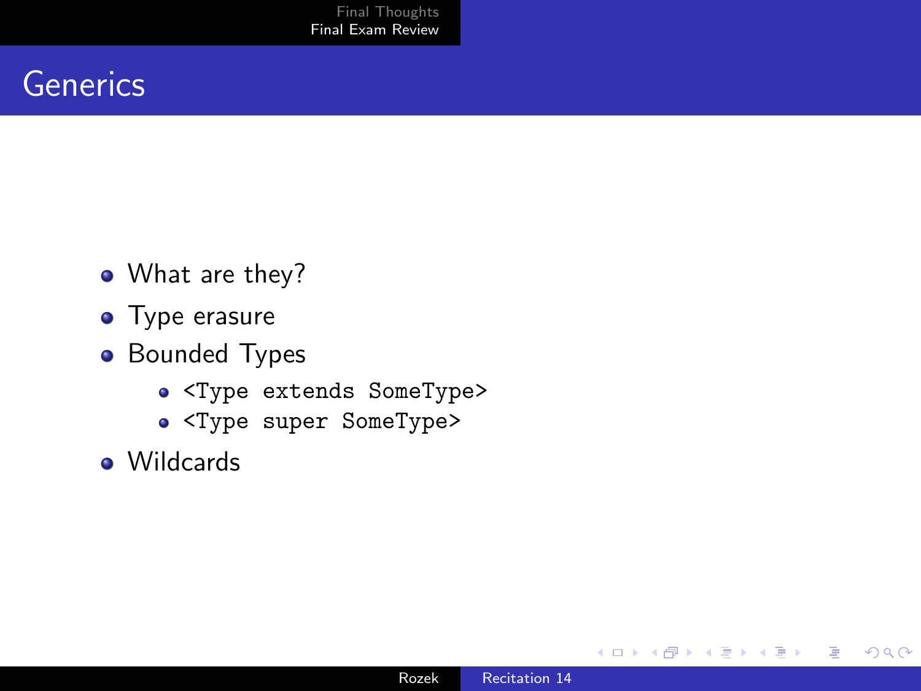# Generics

- What are they?
- Type erasure
- Bounded Types
  - `<Type extends SomeType>`
  - `<Type super SomeType>`
- Wildcards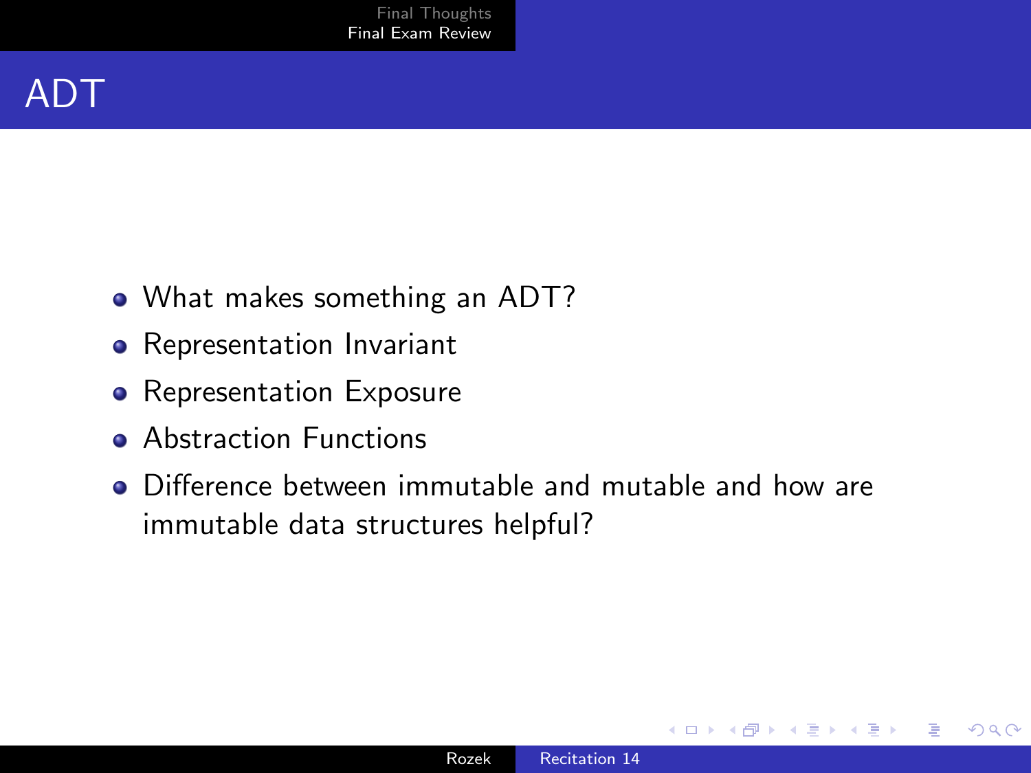# ADT

- What makes something an ADT?
- Representation Invariant
- Representation Exposure
- Abstraction Functions
- Difference between immutable and mutable and how are immutable data structures helpful?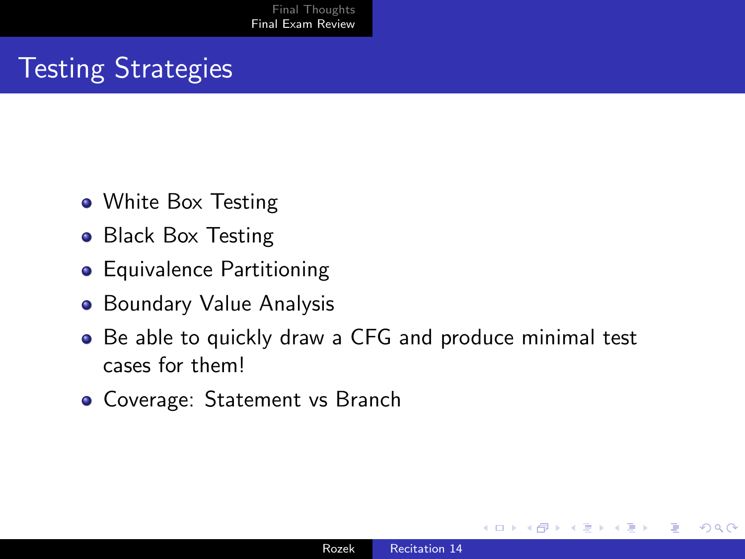# Testing Strategies

- White Box Testing
- Black Box Testing
- Equivalence Partitioning
- Boundary Value Analysis
- Be able to quickly draw a CFG and produce minimal test cases for them!
- Coverage: Statement vs Branch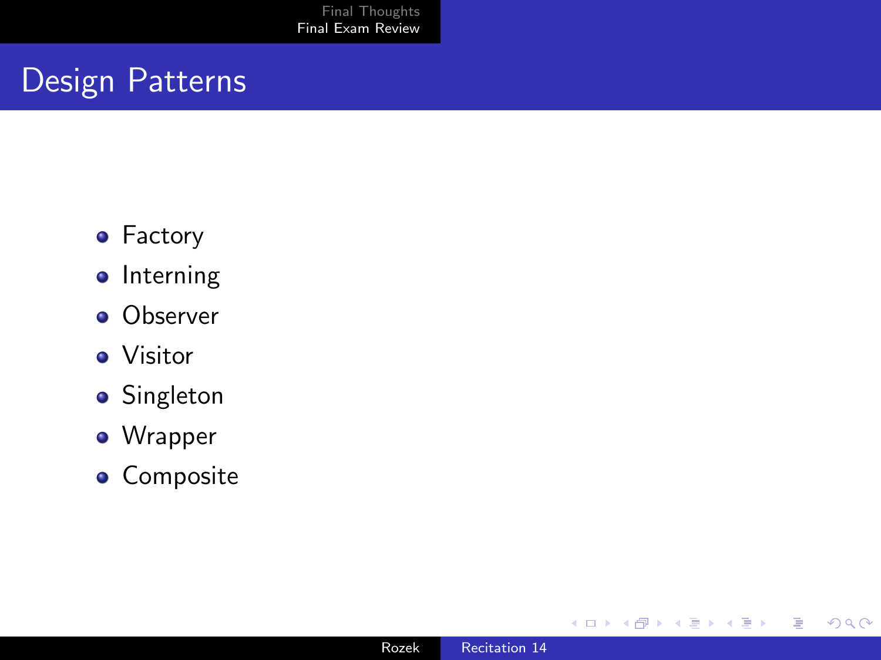# Design Patterns

- Factory
- Interning
- Observer
- Visitor
- Singleton
- Wrapper
- Composite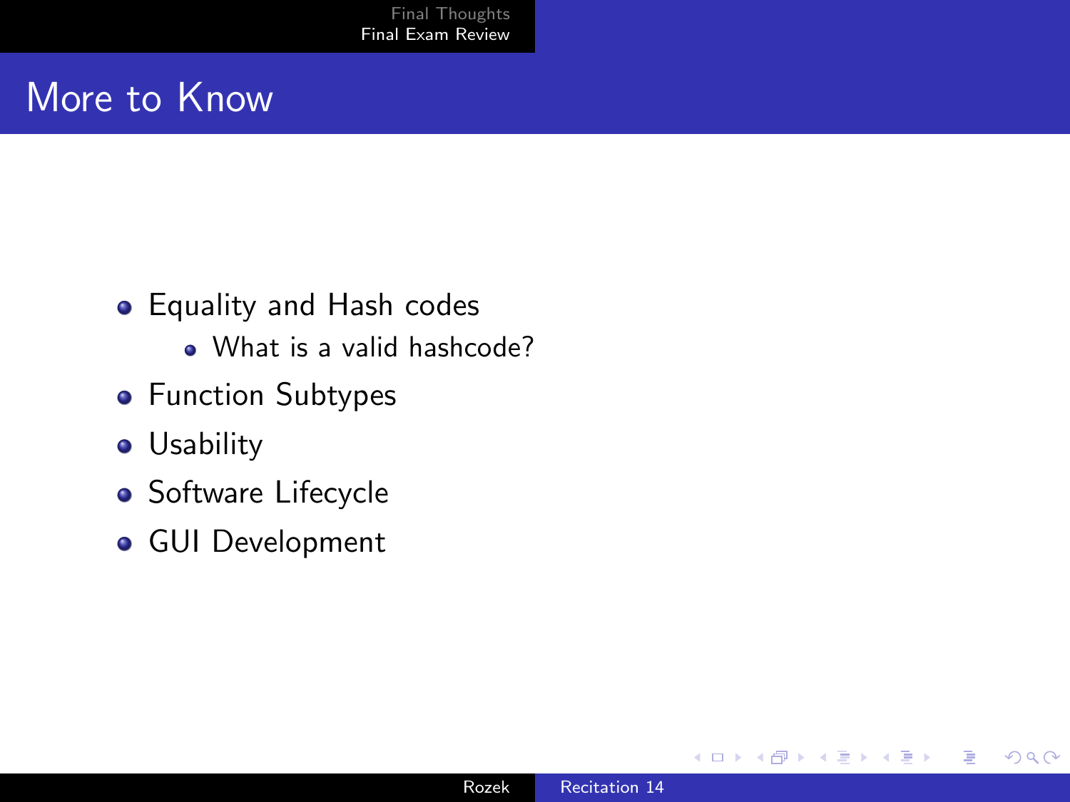# More to Know

- Equality and Hash codes
  - What is a valid hashcode?
- Function Subtypes
- Usability
- Software Lifecycle
- GUI Development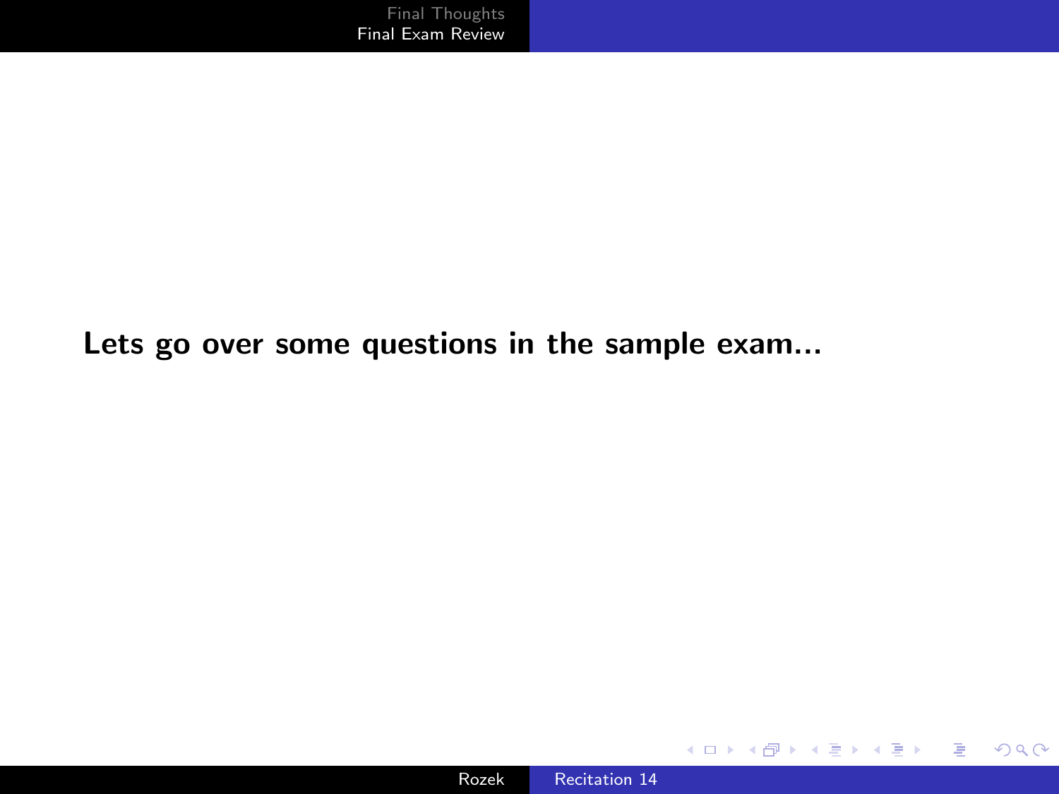**Lets go over some questions in the sample exam...**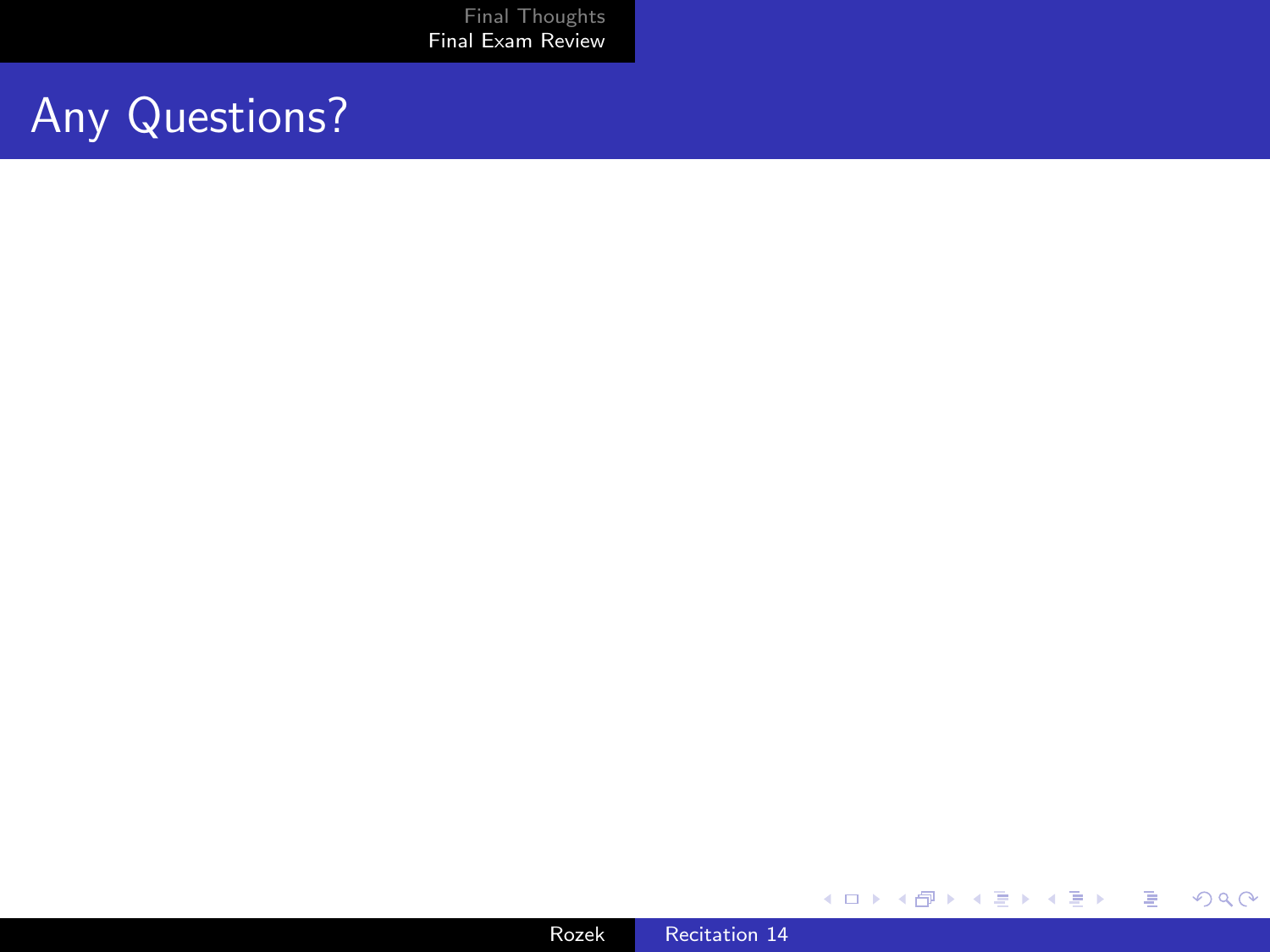# Any Questions?